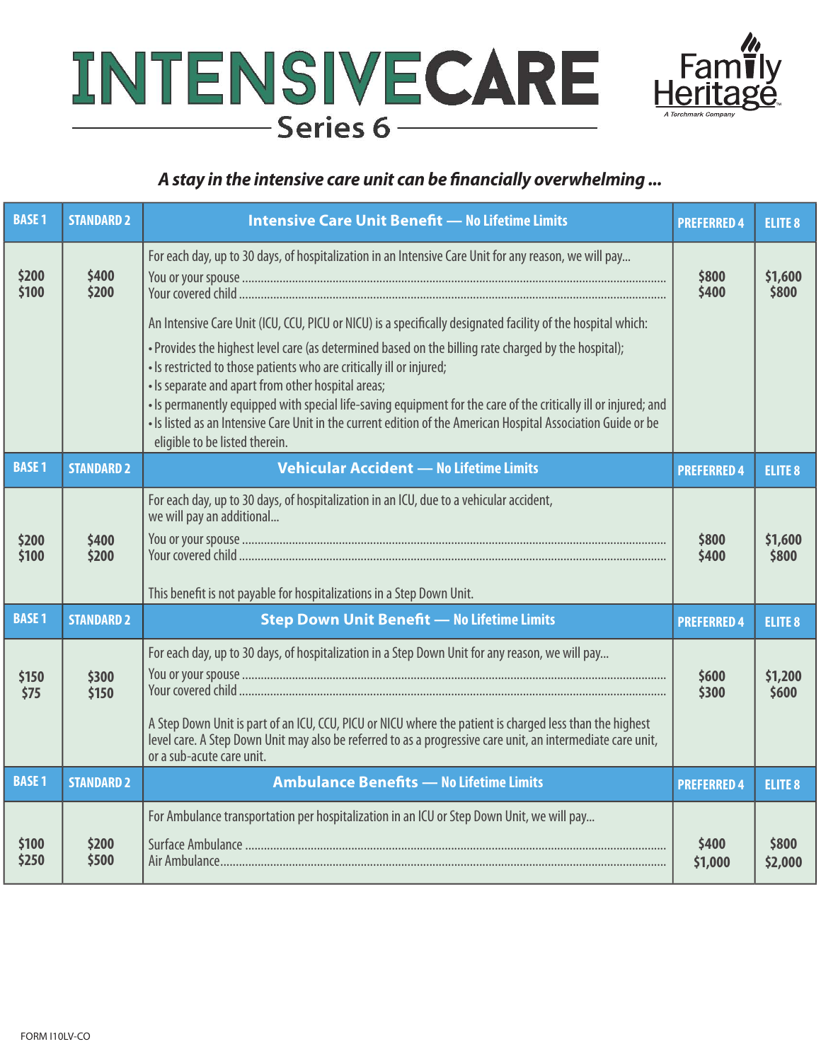# INTENSIVECARE

## Series 6

Family Heritage
*A Torchmark Company*

***A stay in the intensive care unit can be financially overwhelming ...***

| BASE 1 | STANDARD 2 | Intensive Care Unit Benefit — No Lifetime Limits | PREFERRED 4 | ELITE 8 |
|---|---|---|---|---|
| $200<br>$100 | $400<br>$200 | For each day, up to 30 days, of hospitalization in an Intensive Care Unit for any reason, we will pay...<br>You or your spouse<br>Your covered child<br><br>An Intensive Care Unit (ICU, CCU, PICU or NICU) is a specifically designated facility of the hospital which:<br>• Provides the highest level care (as determined based on the billing rate charged by the hospital);<br>• Is restricted to those patients who are critically ill or injured;<br>• Is separate and apart from other hospital areas;<br>• Is permanently equipped with special life-saving equipment for the care of the critically ill or injured; and<br>• Is listed as an Intensive Care Unit in the current edition of the American Hospital Association Guide or be eligible to be listed therein. | $800<br>$400 | $1,600<br>$800 |
| **BASE 1** | **STANDARD 2** | **Vehicular Accident — No Lifetime Limits** | **PREFERRED 4** | **ELITE 8** |
| $200<br>$100 | $400<br>$200 | For each day, up to 30 days, of hospitalization in an ICU, due to a vehicular accident, we will pay an additional...<br>You or your spouse<br>Your covered child<br><br>This benefit is not payable for hospitalizations in a Step Down Unit. | $800<br>$400 | $1,600<br>$800 |
| **BASE 1** | **STANDARD 2** | **Step Down Unit Benefit — No Lifetime Limits** | **PREFERRED 4** | **ELITE 8** |
| $150<br>$75 | $300<br>$150 | For each day, up to 30 days, of hospitalization in a Step Down Unit for any reason, we will pay...<br>You or your spouse<br>Your covered child<br><br>A Step Down Unit is part of an ICU, CCU, PICU or NICU where the patient is charged less than the highest level care. A Step Down Unit may also be referred to as a progressive care unit, an intermediate care unit, or a sub-acute care unit. | $600<br>$300 | $1,200<br>$600 |
| **BASE 1** | **STANDARD 2** | **Ambulance Benefits — No Lifetime Limits** | **PREFERRED 4** | **ELITE 8** |
| $100<br>$250 | $200<br>$500 | For Ambulance transportation per hospitalization in an ICU or Step Down Unit, we will pay...<br>Surface Ambulance<br>Air Ambulance | $400<br>$1,000 | $800<br>$2,000 |

FORM I10LV-CO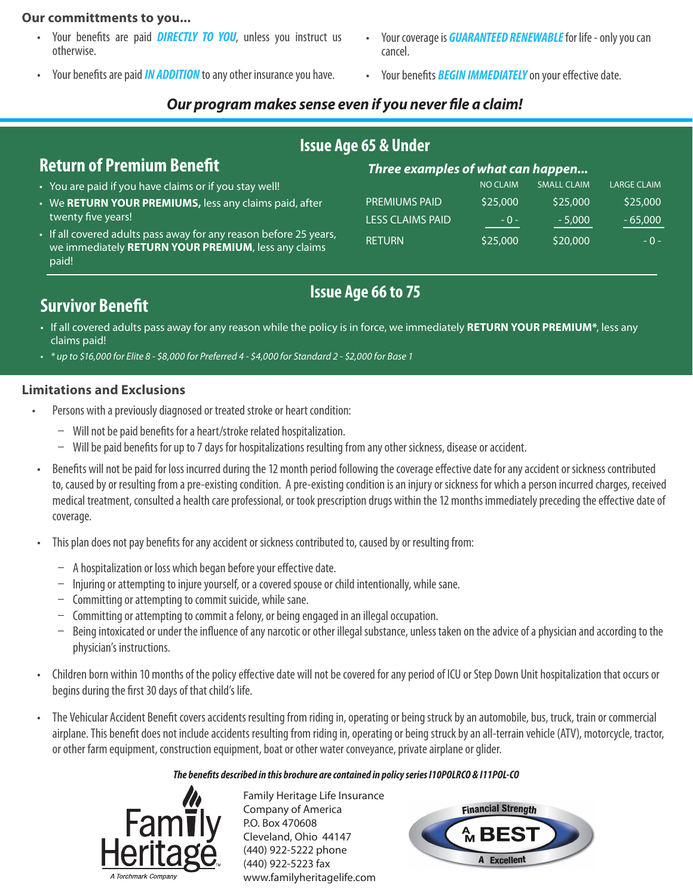**Our committments to you...**

- Your benefits are paid ***DIRECTLY TO YOU***, unless you instruct us otherwise.
- Your benefits are paid ***IN ADDITION*** to any other insurance you have.
- Your coverage is ***GUARANTEED RENEWABLE*** for life - only you can cancel.
- Your benefits ***BEGIN IMMEDIATELY*** on your effective date.

***Our program makes sense even if you never file a claim!***

## Issue Age 65 & Under

## Return of Premium Benefit

- You are paid if you have claims or if you stay well!
- We **RETURN YOUR PREMIUMS,** less any claims paid, after twenty five years!
- If all covered adults pass away for any reason before 25 years, we immediately **RETURN YOUR PREMIUM**, less any claims paid!

***Three examples of what can happen...***

| | NO CLAIM | SMALL CLAIM | LARGE CLAIM |
|---|---|---|---|
| PREMIUMS PAID | $25,000 | $25,000 | $25,000 |
| LESS CLAIMS PAID | - 0 - | - 5,000 | - 65,000 |
| RETURN | $25,000 | $20,000 | - 0 - |

## Issue Age 66 to 75

## Survivor Benefit

- If all covered adults pass away for any reason while the policy is in force, we immediately **RETURN YOUR PREMIUM***, less any claims paid!
- *\* up to $16,000 for Elite 8 - $8,000 for Preferred 4 - $4,000 for Standard 2 - $2,000 for Base 1*

### Limitations and Exclusions

- Persons with a previously diagnosed or treated stroke or heart condition:
  - Will not be paid benefits for a heart/stroke related hospitalization.
  - Will be paid benefits for up to 7 days for hospitalizations resulting from any other sickness, disease or accident.
- Benefits will not be paid for loss incurred during the 12 month period following the coverage effective date for any accident or sickness contributed to, caused by or resulting from a pre-existing condition. A pre-existing condition is an injury or sickness for which a person incurred charges, received medical treatment, consulted a health care professional, or took prescription drugs within the 12 months immediately preceding the effective date of coverage.
- This plan does not pay benefits for any accident or sickness contributed to, caused by or resulting from:
  - A hospitalization or loss which began before your effective date.
  - Injuring or attempting to injure yourself, or a covered spouse or child intentionally, while sane.
  - Committing or attempting to commit suicide, while sane.
  - Committing or attempting to commit a felony, or being engaged in an illegal occupation.
  - Being intoxicated or under the influence of any narcotic or other illegal substance, unless taken on the advice of a physician and according to the physician's instructions.
- Children born within 10 months of the policy effective date will not be covered for any period of ICU or Step Down Unit hospitalization that occurs or begins during the first 30 days of that child's life.
- The Vehicular Accident Benefit covers accidents resulting from riding in, operating or being struck by an automobile, bus, truck, train or commercial airplane. This benefit does not include accidents resulting from riding in, operating or being struck by an all-terrain vehicle (ATV), motorcycle, tractor, or other farm equipment, construction equipment, boat or other water conveyance, private airplane or glider.

***The benefits described in this brochure are contained in policy series I10POLRCO & I11POL-CO***

Family Heritage™
A Torchmark Company

Family Heritage Life Insurance Company of America
P.O. Box 470608
Cleveland, Ohio 44147
(440) 922-5222 phone
(440) 922-5223 fax
www.familyheritagelife.com

Financial Strength
A.M. BEST
A Excellent